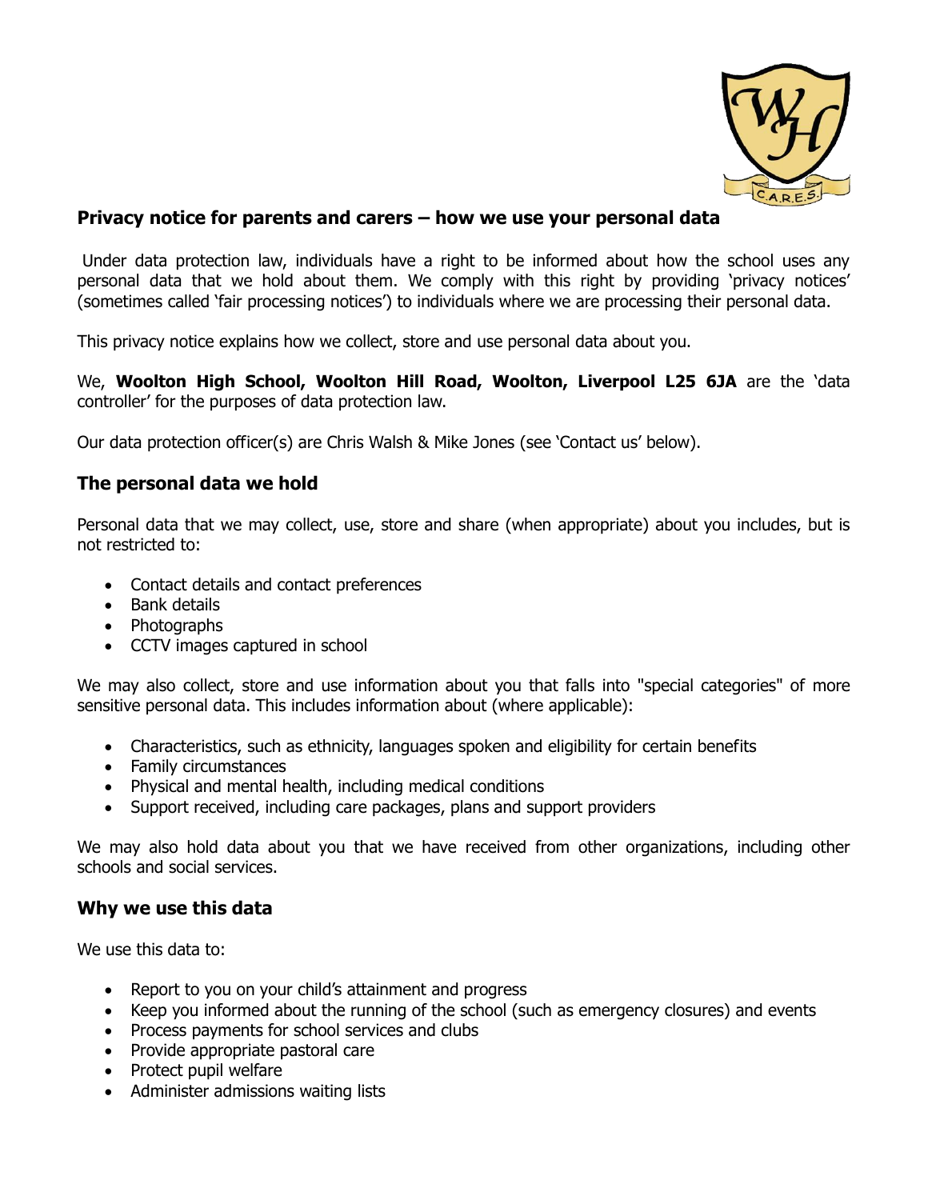## Privacy notice for parents and carers – how we use your personal data

Under data protection law, individuals have a right to be informed about how the school uses any personal data that we hold about them. We comply with this right by providing 'privacy notices' (sometimes called 'fair processing notices') to individuals where we are processing their personal data.

This privacy notice explains how we collect, store and use personal data about you.

We, **Woolton High School, Woolton Hill Road, Woolton, Liverpool L25 6JA** are the 'data controller' for the purposes of data protection law.

Our data protection officer(s) are Chris Walsh & Mike Jones (see 'Contact us' below).

## The personal data we hold

Personal data that we may collect, use, store and share (when appropriate) about you includes, but is not restricted to:

- Contact details and contact preferences
- Bank details
- Photographs
- CCTV images captured in school

We may also collect, store and use information about you that falls into "special categories" of more sensitive personal data. This includes information about (where applicable):

- Characteristics, such as ethnicity, languages spoken and eligibility for certain benefits
- Family circumstances
- Physical and mental health, including medical conditions
- Support received, including care packages, plans and support providers

We may also hold data about you that we have received from other organizations, including other schools and social services.

## Why we use this data

We use this data to:

- Report to you on your child's attainment and progress
- Keep you informed about the running of the school (such as emergency closures) and events
- Process payments for school services and clubs
- Provide appropriate pastoral care
- Protect pupil welfare
- Administer admissions waiting lists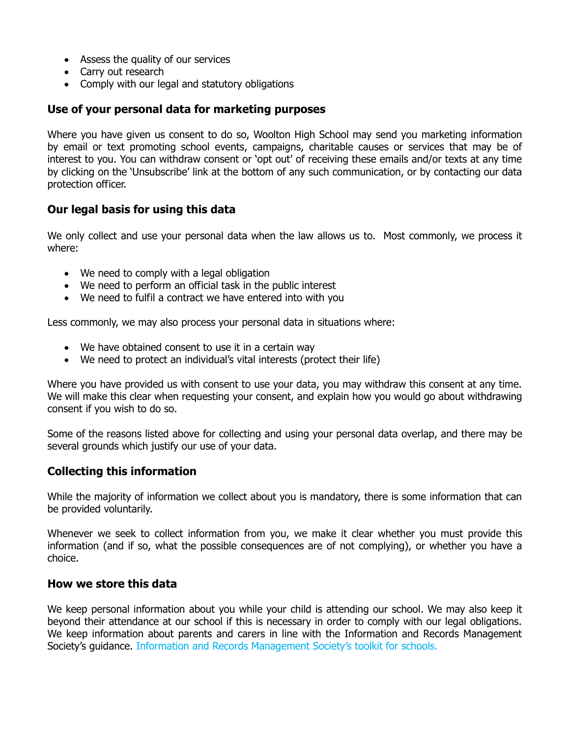- Assess the quality of our services
- Carry out research
- Comply with our legal and statutory obligations

### Use of your personal data for marketing purposes

Where you have given us consent to do so, Woolton High School may send you marketing information by email or text promoting school events, campaigns, charitable causes or services that may be of interest to you. You can withdraw consent or 'opt out' of receiving these emails and/or texts at any time by clicking on the 'Unsubscribe' link at the bottom of any such communication, or by contacting our data protection officer.

### Our legal basis for using this data

We only collect and use your personal data when the law allows us to. Most commonly, we process it where:

- We need to comply with a legal obligation
- We need to perform an official task in the public interest
- We need to fulfil a contract we have entered into with you

Less commonly, we may also process your personal data in situations where:

- We have obtained consent to use it in a certain way
- We need to protect an individual's vital interests (protect their life)

Where you have provided us with consent to use your data, you may withdraw this consent at any time. We will make this clear when requesting your consent, and explain how you would go about withdrawing consent if you wish to do so.

Some of the reasons listed above for collecting and using your personal data overlap, and there may be several grounds which justify our use of your data.

### Collecting this information

While the majority of information we collect about you is mandatory, there is some information that can be provided voluntarily.

Whenever we seek to collect information from you, we make it clear whether you must provide this information (and if so, what the possible consequences are of not complying), or whether you have a choice.

### How we store this data

We keep personal information about you while your child is attending our school. We may also keep it beyond their attendance at our school if this is necessary in order to comply with our legal obligations. We keep information about parents and carers in line with the Information and Records Management Society's guidance. Information and Records Management Society's toolkit for schools.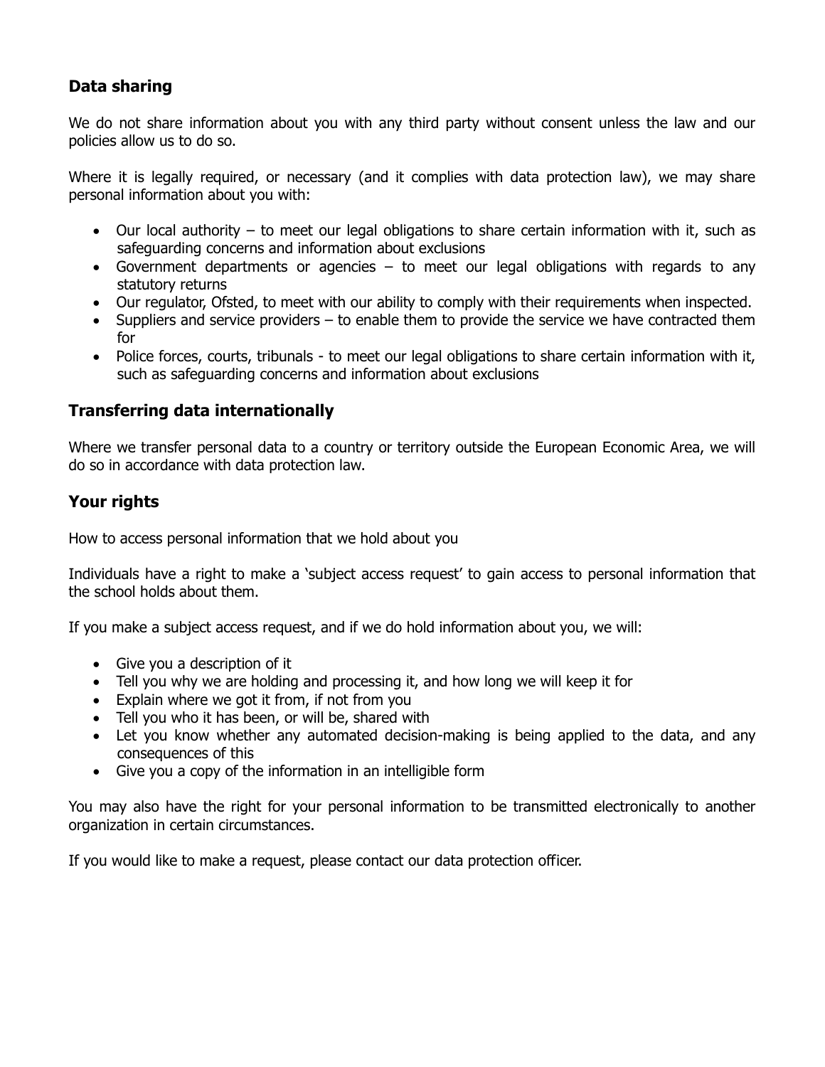## Data sharing

We do not share information about you with any third party without consent unless the law and our policies allow us to do so.

Where it is legally required, or necessary (and it complies with data protection law), we may share personal information about you with:

- Our local authority – to meet our legal obligations to share certain information with it, such as safeguarding concerns and information about exclusions
- Government departments or agencies – to meet our legal obligations with regards to any statutory returns
- Our regulator, Ofsted, to meet with our ability to comply with their requirements when inspected.
- Suppliers and service providers – to enable them to provide the service we have contracted them for
- Police forces, courts, tribunals - to meet our legal obligations to share certain information with it, such as safeguarding concerns and information about exclusions

## Transferring data internationally

Where we transfer personal data to a country or territory outside the European Economic Area, we will do so in accordance with data protection law.

## Your rights

How to access personal information that we hold about you

Individuals have a right to make a 'subject access request' to gain access to personal information that the school holds about them.

If you make a subject access request, and if we do hold information about you, we will:

- Give you a description of it
- Tell you why we are holding and processing it, and how long we will keep it for
- Explain where we got it from, if not from you
- Tell you who it has been, or will be, shared with
- Let you know whether any automated decision-making is being applied to the data, and any consequences of this
- Give you a copy of the information in an intelligible form

You may also have the right for your personal information to be transmitted electronically to another organization in certain circumstances.

If you would like to make a request, please contact our data protection officer.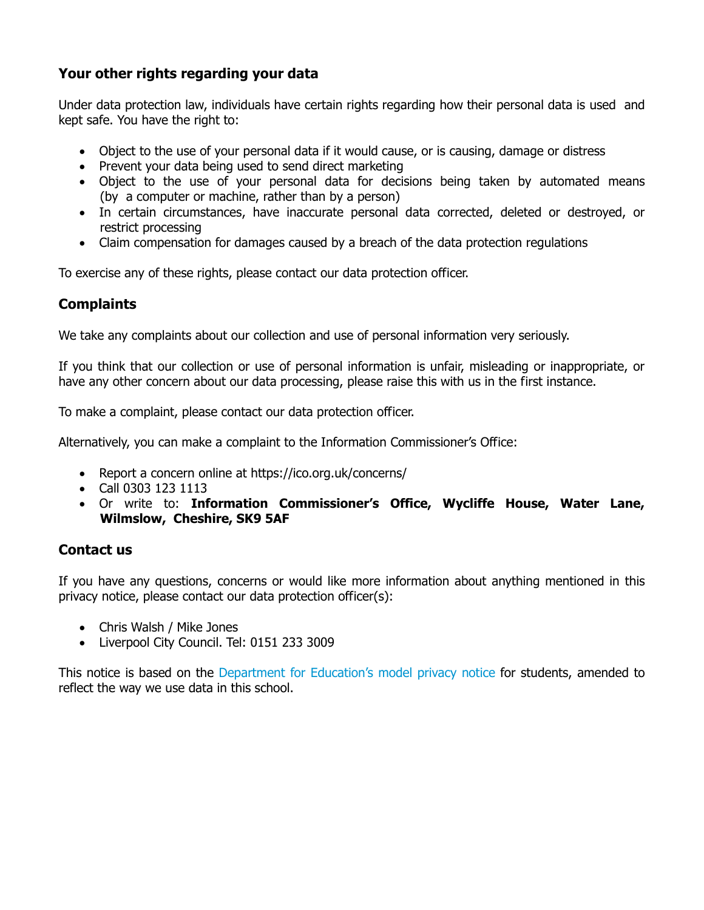### Your other rights regarding your data

Under data protection law, individuals have certain rights regarding how their personal data is used and kept safe. You have the right to:

- Object to the use of your personal data if it would cause, or is causing, damage or distress
- Prevent your data being used to send direct marketing
- Object to the use of your personal data for decisions being taken by automated means (by a computer or machine, rather than by a person)
- In certain circumstances, have inaccurate personal data corrected, deleted or destroyed, or restrict processing
- Claim compensation for damages caused by a breach of the data protection regulations

To exercise any of these rights, please contact our data protection officer.

### Complaints

We take any complaints about our collection and use of personal information very seriously.

If you think that our collection or use of personal information is unfair, misleading or inappropriate, or have any other concern about our data processing, please raise this with us in the first instance.

To make a complaint, please contact our data protection officer.

Alternatively, you can make a complaint to the Information Commissioner's Office:

- Report a concern online at https://ico.org.uk/concerns/
- Call 0303 123 1113
- Or write to: **Information Commissioner's Office, Wycliffe House, Water Lane, Wilmslow, Cheshire, SK9 5AF**

### Contact us

If you have any questions, concerns or would like more information about anything mentioned in this privacy notice, please contact our data protection officer(s):

- Chris Walsh / Mike Jones
- Liverpool City Council. Tel: 0151 233 3009

This notice is based on the Department for Education's model privacy notice for students, amended to reflect the way we use data in this school.